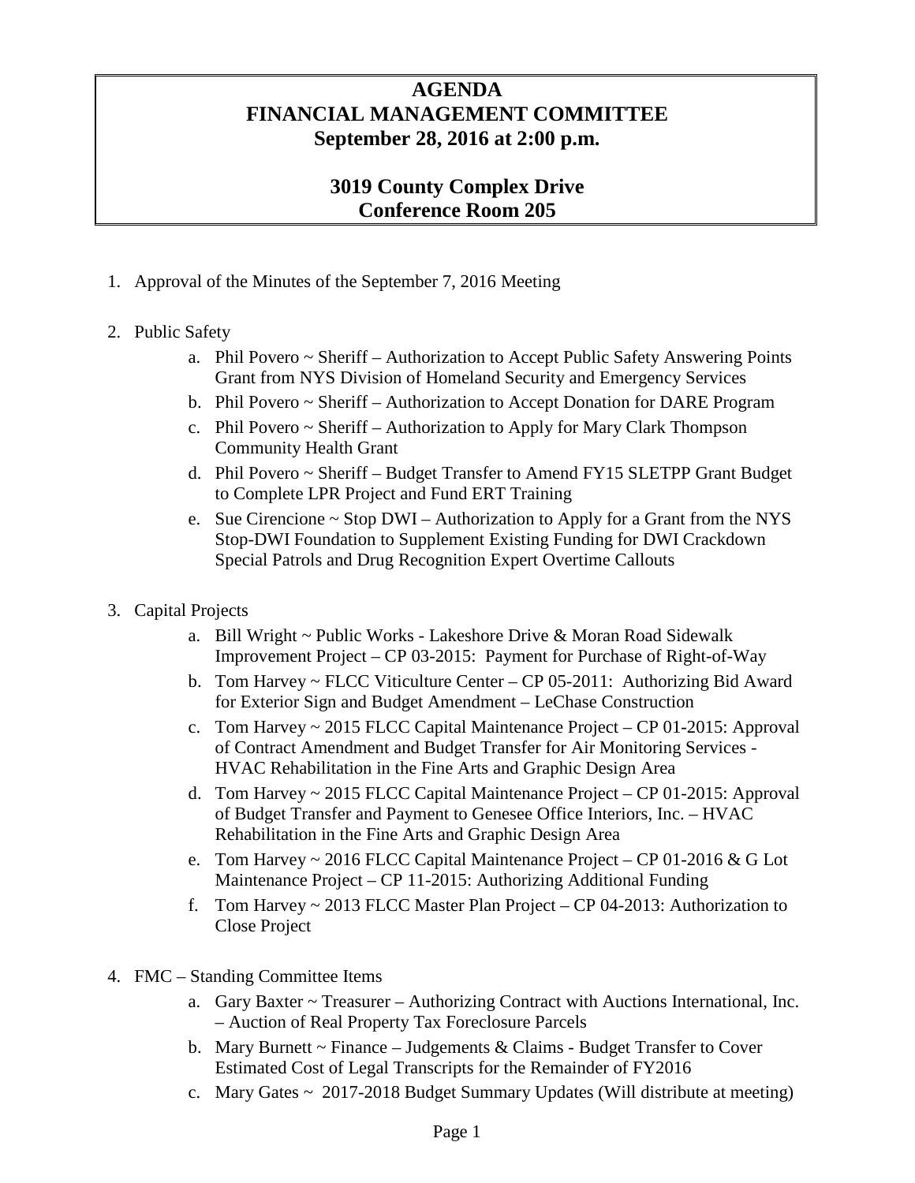# AGENDA
# FINANCIAL MANAGEMENT COMMITTEE
## September 28, 2016 at 2:00 p.m.

## 3019 County Complex Drive
## Conference Room 205

1. Approval of the Minutes of the September 7, 2016 Meeting

2. Public Safety
   a. Phil Povero ~ Sheriff – Authorization to Accept Public Safety Answering Points Grant from NYS Division of Homeland Security and Emergency Services
   b. Phil Povero ~ Sheriff – Authorization to Accept Donation for DARE Program
   c. Phil Povero ~ Sheriff – Authorization to Apply for Mary Clark Thompson Community Health Grant
   d. Phil Povero ~ Sheriff – Budget Transfer to Amend FY15 SLETPP Grant Budget to Complete LPR Project and Fund ERT Training
   e. Sue Cirencione ~ Stop DWI – Authorization to Apply for a Grant from the NYS Stop-DWI Foundation to Supplement Existing Funding for DWI Crackdown Special Patrols and Drug Recognition Expert Overtime Callouts

3. Capital Projects
   a. Bill Wright ~ Public Works - Lakeshore Drive & Moran Road Sidewalk Improvement Project – CP 03-2015: Payment for Purchase of Right-of-Way
   b. Tom Harvey ~ FLCC Viticulture Center – CP 05-2011: Authorizing Bid Award for Exterior Sign and Budget Amendment – LeChase Construction
   c. Tom Harvey ~ 2015 FLCC Capital Maintenance Project – CP 01-2015: Approval of Contract Amendment and Budget Transfer for Air Monitoring Services - HVAC Rehabilitation in the Fine Arts and Graphic Design Area
   d. Tom Harvey ~ 2015 FLCC Capital Maintenance Project – CP 01-2015: Approval of Budget Transfer and Payment to Genesee Office Interiors, Inc. – HVAC Rehabilitation in the Fine Arts and Graphic Design Area
   e. Tom Harvey ~ 2016 FLCC Capital Maintenance Project – CP 01-2016 & G Lot Maintenance Project – CP 11-2015: Authorizing Additional Funding
   f. Tom Harvey ~ 2013 FLCC Master Plan Project – CP 04-2013: Authorization to Close Project

4. FMC – Standing Committee Items
   a. Gary Baxter ~ Treasurer – Authorizing Contract with Auctions International, Inc. – Auction of Real Property Tax Foreclosure Parcels
   b. Mary Burnett ~ Finance – Judgements & Claims - Budget Transfer to Cover Estimated Cost of Legal Transcripts for the Remainder of FY2016
   c. Mary Gates ~ 2017-2018 Budget Summary Updates (Will distribute at meeting)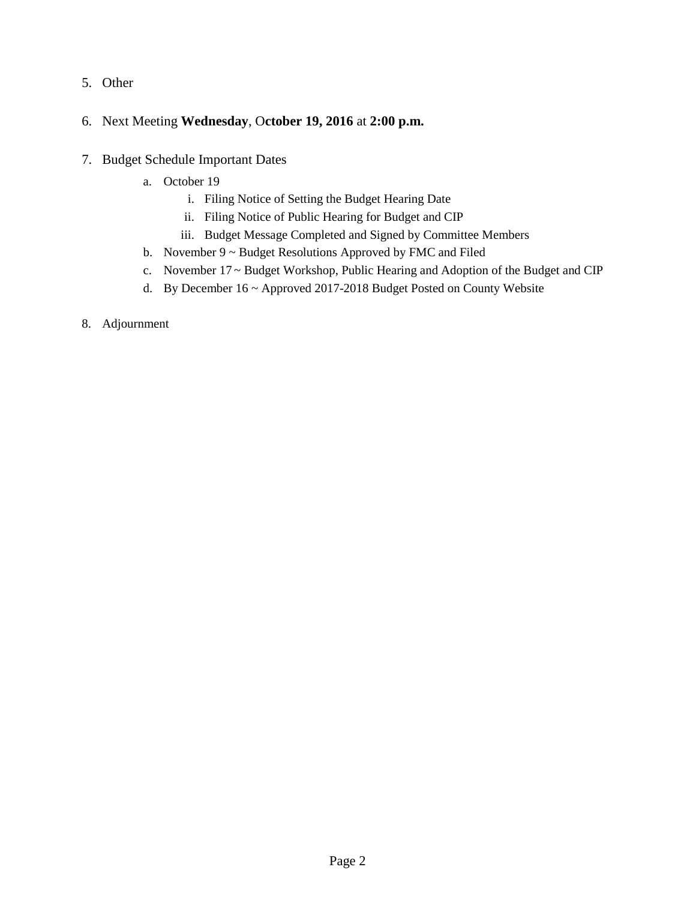5. Other

6. Next Meeting **Wednesday**, O**ctober 19, 2016** at **2:00 p.m.**

7. Budget Schedule Important Dates
    a. October 19
        i. Filing Notice of Setting the Budget Hearing Date
        ii. Filing Notice of Public Hearing for Budget and CIP
        iii. Budget Message Completed and Signed by Committee Members
    b. November 9 ~ Budget Resolutions Approved by FMC and Filed
    c. November 17 ~ Budget Workshop, Public Hearing and Adoption of the Budget and CIP
    d. By December 16 ~ Approved 2017-2018 Budget Posted on County Website

8. Adjournment